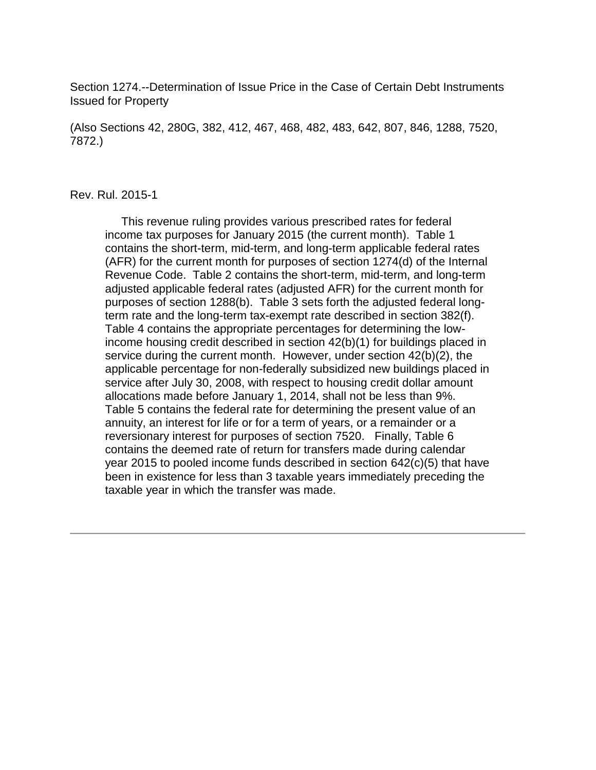Section 1274.--Determination of Issue Price in the Case of Certain Debt Instruments Issued for Property

(Also Sections 42, 280G, 382, 412, 467, 468, 482, 483, 642, 807, 846, 1288, 7520, 7872.)

Rev. Rul. 2015-1

This revenue ruling provides various prescribed rates for federal income tax purposes for January 2015 (the current month). Table 1 contains the short-term, mid-term, and long-term applicable federal rates (AFR) for the current month for purposes of section 1274(d) of the Internal Revenue Code. Table 2 contains the short-term, mid-term, and long-term adjusted applicable federal rates (adjusted AFR) for the current month for purposes of section 1288(b). Table 3 sets forth the adjusted federal long-term rate and the long-term tax-exempt rate described in section 382(f). Table 4 contains the appropriate percentages for determining the low-income housing credit described in section 42(b)(1) for buildings placed in service during the current month. However, under section 42(b)(2), the applicable percentage for non-federally subsidized new buildings placed in service after July 30, 2008, with respect to housing credit dollar amount allocations made before January 1, 2014, shall not be less than 9%. Table 5 contains the federal rate for determining the present value of an annuity, an interest for life or for a term of years, or a remainder or a reversionary interest for purposes of section 7520. Finally, Table 6 contains the deemed rate of return for transfers made during calendar year 2015 to pooled income funds described in section 642(c)(5) that have been in existence for less than 3 taxable years immediately preceding the taxable year in which the transfer was made.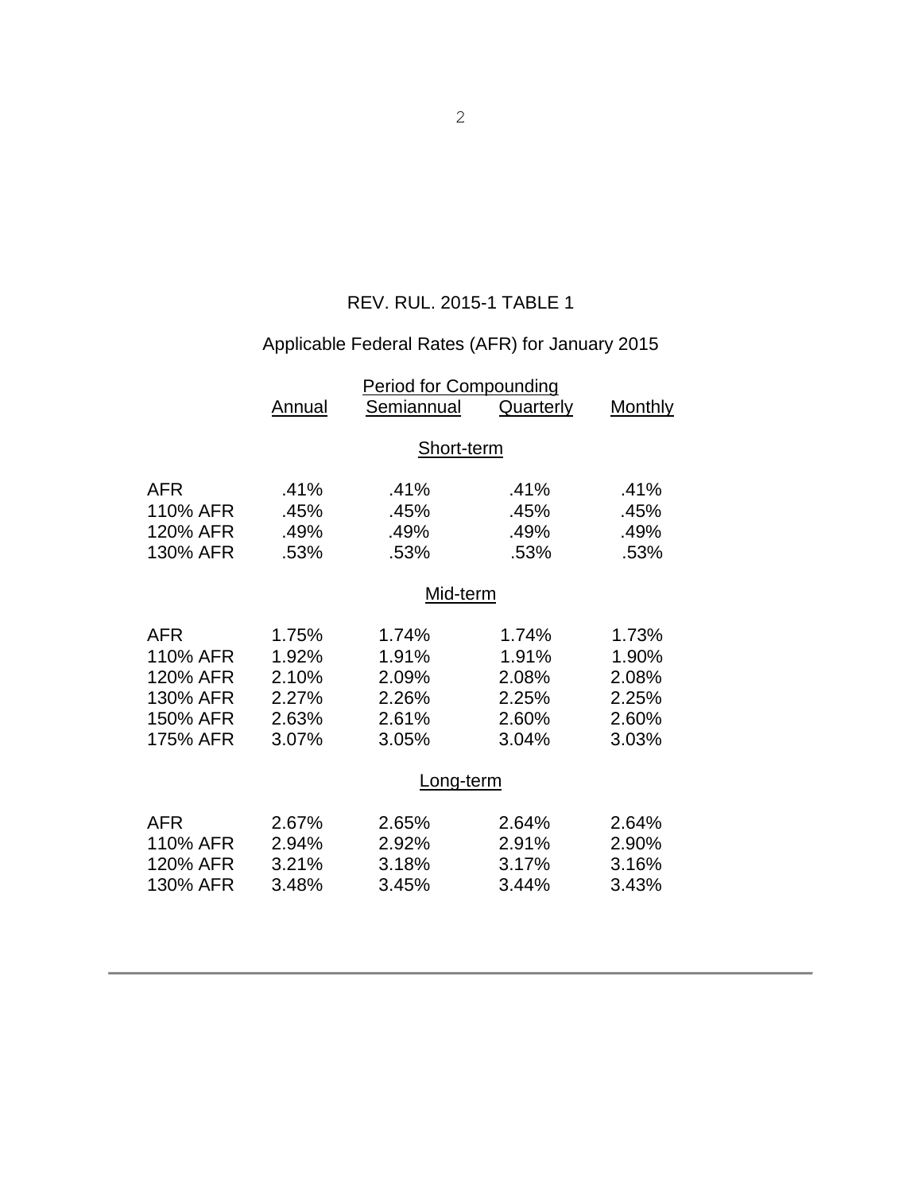# REV. RUL. 2015-1 TABLE 1

## Applicable Federal Rates (AFR) for January 2015

| | Period for Compounding | | | |
|---|---|---|---|---|
| | Annual | Semiannual | Quarterly | Monthly |
| **Short-term** | | | | |
| AFR | .41% | .41% | .41% | .41% |
| 110% AFR | .45% | .45% | .45% | .45% |
| 120% AFR | .49% | .49% | .49% | .49% |
| 130% AFR | .53% | .53% | .53% | .53% |
| **Mid-term** | | | | |
| AFR | 1.75% | 1.74% | 1.74% | 1.73% |
| 110% AFR | 1.92% | 1.91% | 1.91% | 1.90% |
| 120% AFR | 2.10% | 2.09% | 2.08% | 2.08% |
| 130% AFR | 2.27% | 2.26% | 2.25% | 2.25% |
| 150% AFR | 2.63% | 2.61% | 2.60% | 2.60% |
| 175% AFR | 3.07% | 3.05% | 3.04% | 3.03% |
| **Long-term** | | | | |
| AFR | 2.67% | 2.65% | 2.64% | 2.64% |
| 110% AFR | 2.94% | 2.92% | 2.91% | 2.90% |
| 120% AFR | 3.21% | 3.18% | 3.17% | 3.16% |
| 130% AFR | 3.48% | 3.45% | 3.44% | 3.43% |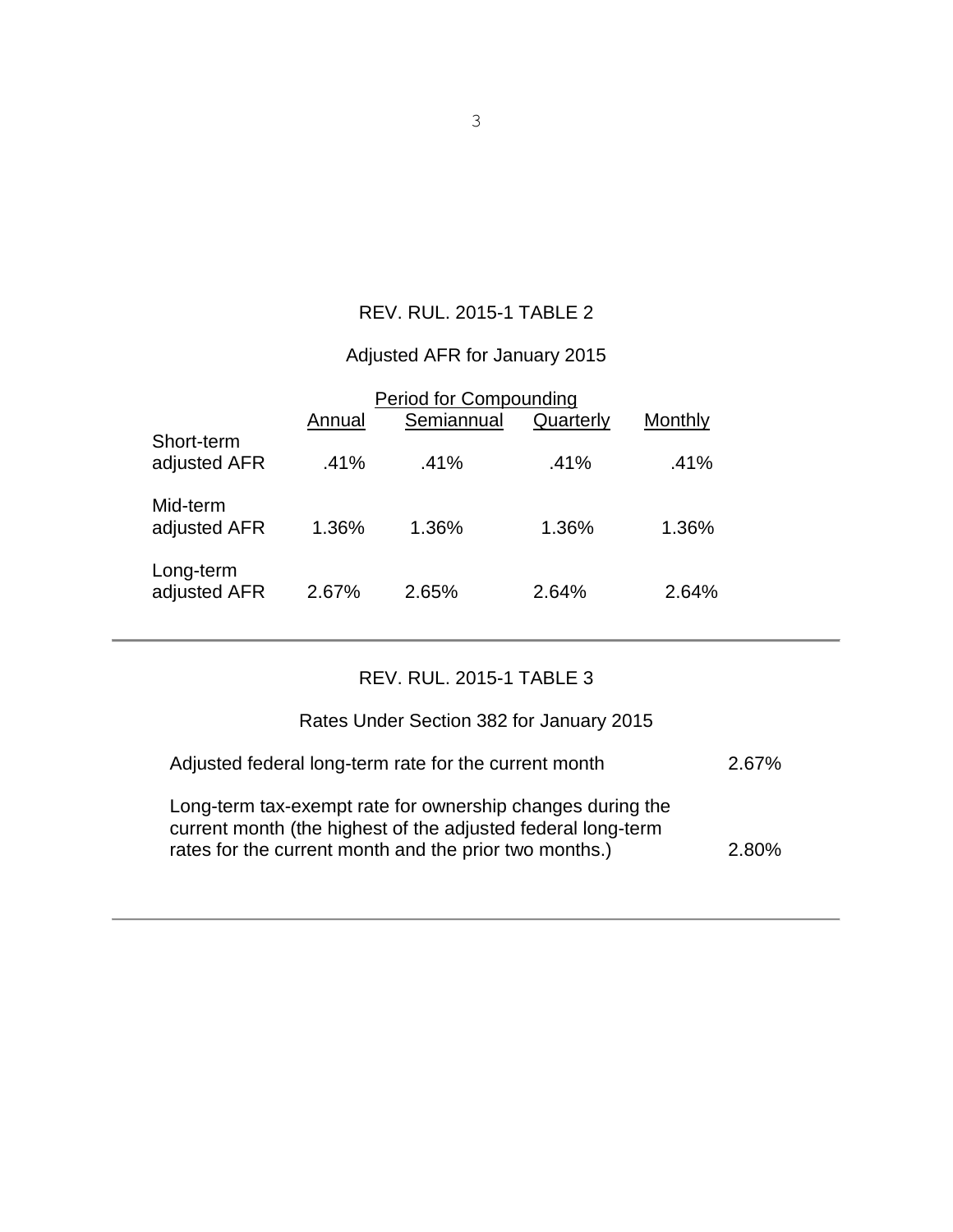## REV. RUL. 2015-1 TABLE 2

### Adjusted AFR for January 2015

| | Period for Compounding | | | |
|---|---|---|---|---|
| | Annual | Semiannual | Quarterly | Monthly |
| Short-term adjusted AFR | .41% | .41% | .41% | .41% |
| Mid-term adjusted AFR | 1.36% | 1.36% | 1.36% | 1.36% |
| Long-term adjusted AFR | 2.67% | 2.65% | 2.64% | 2.64% |

---

## REV. RUL. 2015-1 TABLE 3

### Rates Under Section 382 for January 2015

| | |
|---|---|
| Adjusted federal long-term rate for the current month | 2.67% |
| Long-term tax-exempt rate for ownership changes during the current month (the highest of the adjusted federal long-term rates for the current month and the prior two months.) | 2.80% |

---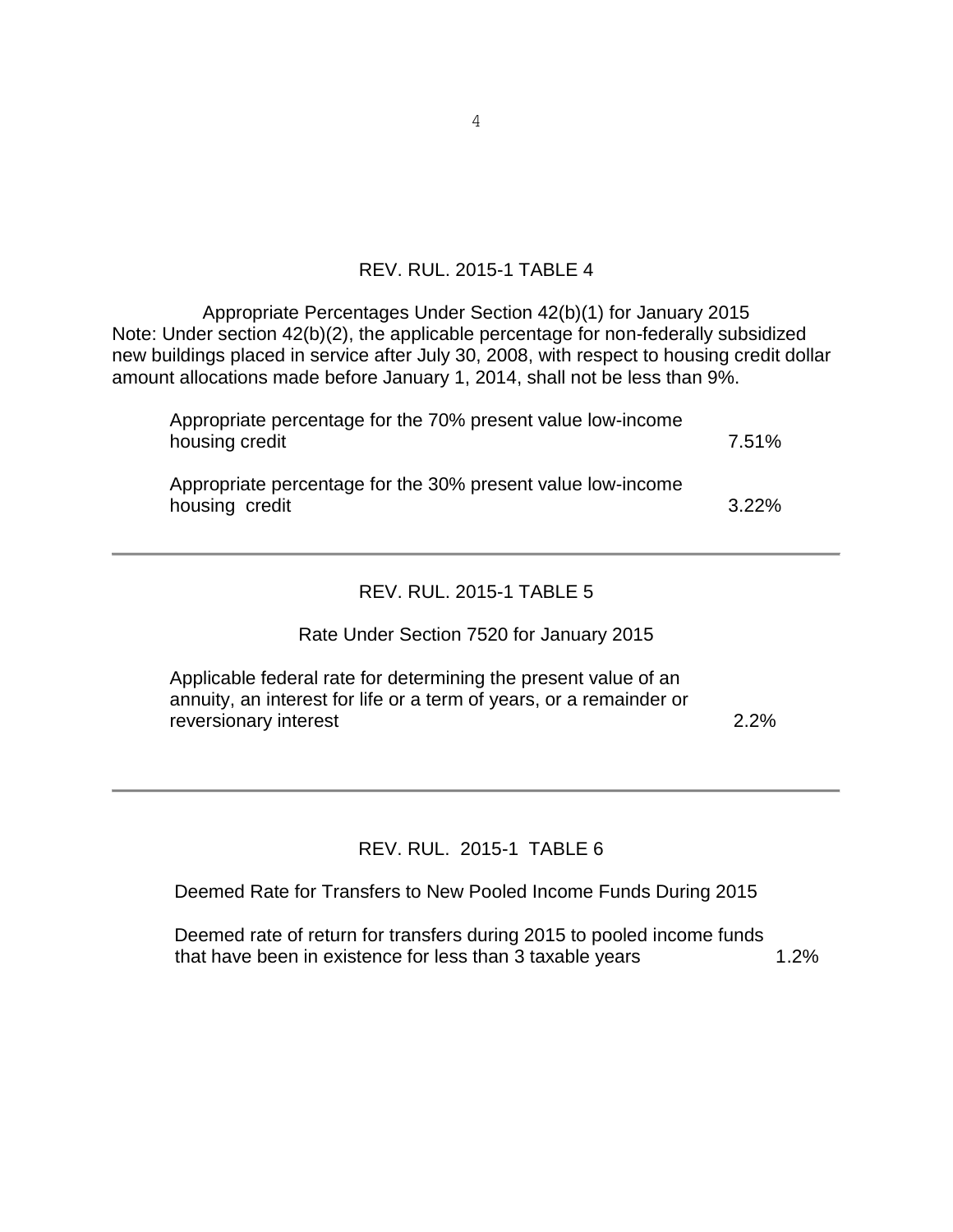## REV. RUL. 2015-1 TABLE 4

Appropriate Percentages Under Section 42(b)(1) for January 2015

Note: Under section 42(b)(2), the applicable percentage for non-federally subsidized new buildings placed in service after July 30, 2008, with respect to housing credit dollar amount allocations made before January 1, 2014, shall not be less than 9%.

| | |
|---|---|
| Appropriate percentage for the 70% present value low-income housing credit | 7.51% |
| Appropriate percentage for the 30% present value low-income housing credit | 3.22% |

---

## REV. RUL. 2015-1 TABLE 5

Rate Under Section 7520 for January 2015

| | |
|---|---|
| Applicable federal rate for determining the present value of an annuity, an interest for life or a term of years, or a remainder or reversionary interest | 2.2% |

---

## REV. RUL. 2015-1 TABLE 6

Deemed Rate for Transfers to New Pooled Income Funds During 2015

| | |
|---|---|
| Deemed rate of return for transfers during 2015 to pooled income funds that have been in existence for less than 3 taxable years | 1.2% |